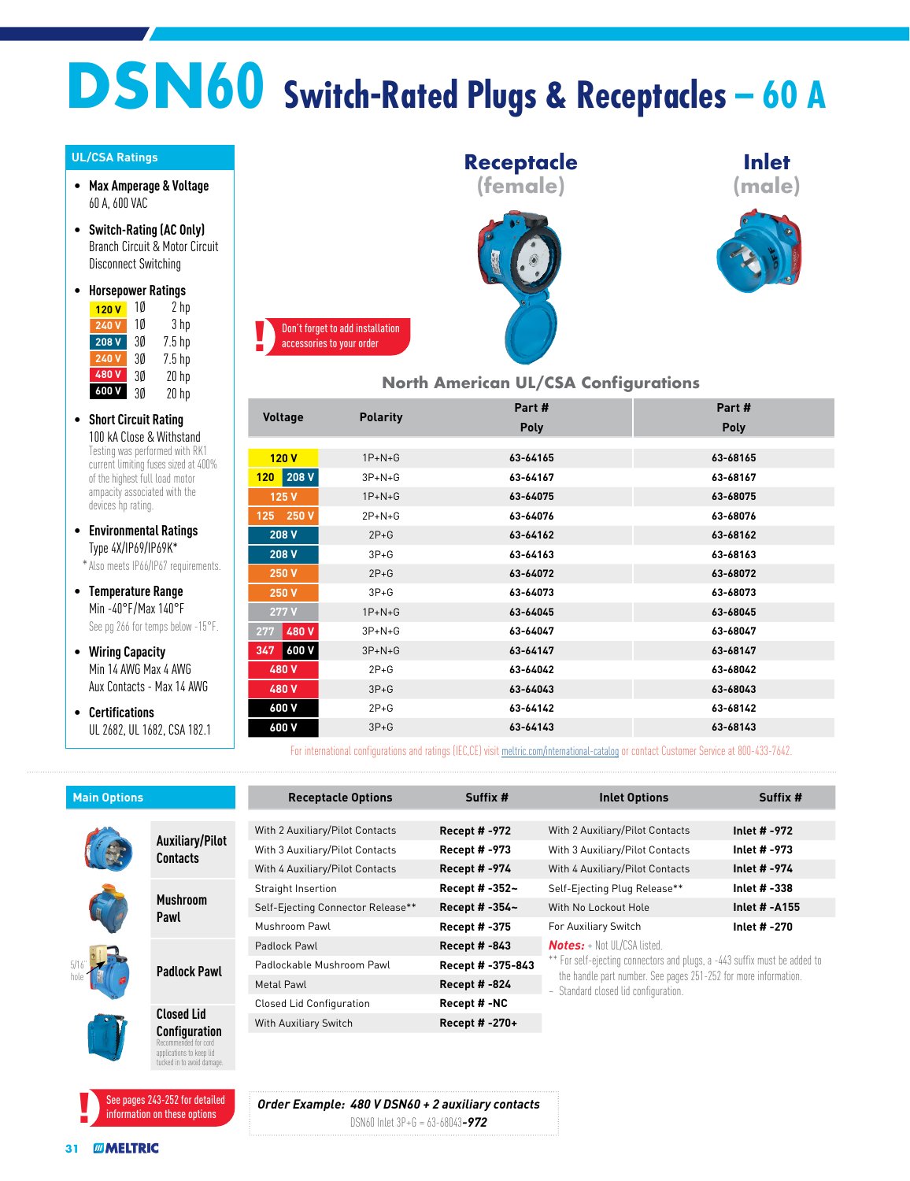# DSN60 Switch-Rated Plugs & Receptacles – 60 A

## UL/CSA Ratings

- **Max Amperage & Voltage**
  60 A, 600 VAC
- **Switch-Rating (AC Only)**
  Branch Circuit & Motor Circuit Disconnect Switching
- **Horsepower Ratings**

| Voltage | Phase | hp |
|---|---|---|
| 120 V | 1Ø | 2 hp |
| 240 V | 1Ø | 3 hp |
| 208 V | 3Ø | 7.5 hp |
| 240 V | 3Ø | 7.5 hp |
| 480 V | 3Ø | 20 hp |
| 600 V | 3Ø | 20 hp |

- **Short Circuit Rating**
  100 kA Close & Withstand
  Testing was performed with RK1 current limiting fuses sized at 400% of the highest full load motor ampacity associated with the devices hp rating.
- **Environmental Ratings**
  Type 4X/IP69/IP69K*
  *Also meets IP66/IP67 requirements.
- **Temperature Range**
  Min -40°F/Max 140°F
  See pg 266 for temps below -15°F.
- **Wiring Capacity**
  Min 14 AWG Max 4 AWG
  Aux Contacts - Max 14 AWG
- **Certifications**
  UL 2682, UL 1682, CSA 182.1

**Receptacle (female)** | **Inlet (male)**

! Don't forget to add installation accessories to your order

## North American UL/CSA Configurations

| Voltage | Polarity | Receptacle Part # Poly | Inlet Part # Poly |
|---|---|---|---|
| 120 V | 1P+N+G | 63-64165 | 63-68165 |
| 120 / 208 V | 3P+N+G | 63-64167 | 63-68167 |
| 125 V | 1P+N+G | 63-64075 | 63-68075 |
| 125 / 250 V | 2P+N+G | 63-64076 | 63-68076 |
| 208 V | 2P+G | 63-64162 | 63-68162 |
| 208 V | 3P+G | 63-64163 | 63-68163 |
| 250 V | 2P+G | 63-64072 | 63-68072 |
| 250 V | 3P+G | 63-64073 | 63-68073 |
| 277 V | 1P+N+G | 63-64045 | 63-68045 |
| 277 / 480 V | 3P+N+G | 63-64047 | 63-68047 |
| 347 / 600 V | 3P+N+G | 63-64147 | 63-68147 |
| 480 V | 2P+G | 63-64042 | 63-68042 |
| 480 V | 3P+G | 63-64043 | 63-68043 |
| 600 V | 2P+G | 63-64142 | 63-68142 |
| 600 V | 3P+G | 63-64143 | 63-68143 |

For international configurations and ratings (IEC,CE) visit meltric.com/international-catalog or contact Customer Service at 800-433-7642.

## Main Options

- **Auxiliary/Pilot Contacts**
- **Mushroom Pawl**
- **Padlock Pawl** (5/16" hole)
- **Closed Lid Configuration** — Recommended for cord applications to keep lid tucked in to avoid damage.

| Receptacle Options | Suffix # | Inlet Options | Suffix # |
|---|---|---|---|
| With 2 Auxiliary/Pilot Contacts | Recept # -972 | With 2 Auxiliary/Pilot Contacts | Inlet # -972 |
| With 3 Auxiliary/Pilot Contacts | Recept # -973 | With 3 Auxiliary/Pilot Contacts | Inlet # -973 |
| With 4 Auxiliary/Pilot Contacts | Recept # -974 | With 4 Auxiliary/Pilot Contacts | Inlet # -974 |
| Straight Insertion | Recept # -352~ | Self-Ejecting Plug Release** | Inlet # -338 |
| Self-Ejecting Connector Release** | Recept # -354~ | With No Lockout Hole | Inlet # -A155 |
| Mushroom Pawl | Recept # -375 | For Auxiliary Switch | Inlet # -270 |
| Padlock Pawl | Recept # -843 | | |
| Padlockable Mushroom Pawl | Recept # -375-843 | | |
| Metal Pawl | Recept # -824 | | |
| Closed Lid Configuration | Recept # -NC | | |
| With Auxiliary Switch | Recept # -270+ | | |

***Notes:*** + Not UL/CSA listed.
** For self-ejecting connectors and plugs, a -443 suffix must be added to the handle part number. See pages 251-252 for more information.
~ Standard closed lid configuration.

! See pages 243-252 for detailed information on these options

***Order Example: 480 V DSN60 + 2 auxiliary contacts***
DSN60 Inlet 3P+G = 63-68043***-972***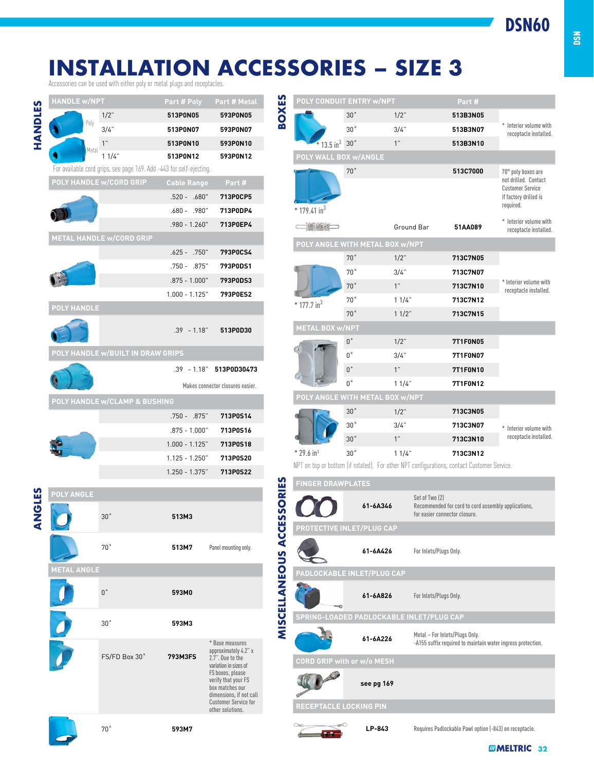# INSTALLATION ACCESSORIES – SIZE 3

Accessories can be used with either poly or metal plugs and receptacles.

## HANDLES

| HANDLE w/NPT | | Part # Poly | Part # Metal |
|---|---|---|---|
| Poly | 1/2" | 513P0N05 | 593P0N05 |
| | 3/4" | 513P0N07 | 593P0N07 |
| Metal | 1" | 513P0N10 | 593P0N10 |
| | 1 1/4" | 513P0N12 | 593P0N12 |

For available cord grips, see page 169. Add -443 for self-ejecting.

| POLY HANDLE w/CORD GRIP | Cable Range | Part # |
|---|---|---|
| | .520 - .680" | 713P0CP5 |
| | .680 - .980" | 713P0DP4 |
| | .980 - 1.260" | 713P0EP4 |
| **METAL HANDLE w/CORD GRIP** | | |
| | .625 - .750" | 793P0CS4 |
| | .750 - .875" | 793P0DS1 |
| | .875 - 1.000" | 793P0DS3 |
| | 1.000 - 1.125" | 793P0ES2 |
| **POLY HANDLE** | | |
| | .39 - 1.18" | 513P0D30 |
| **POLY HANDLE w/BUILT IN DRAW GRIPS** | | |
| | .39 - 1.18" | 513P0D30473 |
| | Makes connector closures easier. | |
| **POLY HANDLE w/CLAMP & BUSHING** | | |
| | .750 - .875" | 713P0S14 |
| | .875 - 1.000" | 713P0S16 |
| | 1.000 - 1.125" | 713P0S18 |
| | 1.125 - 1.250" | 713P0S20 |
| | 1.250 - 1.375" | 713P0S22 |

## ANGLES

| POLY ANGLE | | |
|---|---|---|
| 30˚ | 513M3 | |
| 70˚ | 513M7 | Panel mounting only. |
| **METAL ANGLE** | | |
| 0˚ | 593M0 | |
| 30˚ | 593M3 | |
| FS/FD Box 30˚ | 793M3FS | * Base measures approximately 4.2" x 2.7". Due to the variation in sizes of FS boxes, please verify that your FS box matches our dimensions, if not call Customer Service for other solutions. |
| 70˚ | 593M7 | |

## BOXES

| POLY CONDUIT ENTRY w/NPT | | Part # | |
|---|---|---|---|
| 30˚ | 1/2" | 513B3N05 | * Interior volume with receptacle installed. |
| 30˚ | 3/4" | 513B3N07 | |
| * 13.5 in³ 30˚ | 1" | 513B3N10 | |
| **POLY WALL BOX w/ANGLE** | | | |
| 70˚ | | 513C7000 | 70° poly boxes are not drilled. Contact Customer Service if factory drilled is required. |
| * 179.41 in³ | Ground Bar | 51AA089 | * Interior volume with receptacle installed. |
| **POLY ANGLE WITH METAL BOX w/NPT** | | | |
| 70˚ | 1/2" | 713C7N05 | * Interior volume with receptacle installed. |
| 70˚ | 3/4" | 713C7N07 | |
| 70˚ | 1" | 713C7N10 | |
| 70˚ | 1 1/4" | 713C7N12 | |
| * 177.7 in³ 70˚ | 1 1/2" | 713C7N15 | |
| **METAL BOX w/NPT** | | | |
| 0˚ | 1/2" | 7T1F0N05 | |
| 0˚ | 3/4" | 7T1F0N07 | |
| 0˚ | 1" | 7T1F0N10 | |
| 0˚ | 1 1/4" | 7T1F0N12 | |
| **POLY ANGLE WITH METAL BOX w/NPT** | | | |
| 30˚ | 1/2" | 713C3N05 | * Interior volume with receptacle installed. |
| 30˚ | 3/4" | 713C3N07 | |
| 30˚ | 1" | 713C3N10 | |
| * 29.6 in³ 30˚ | 1 1/4" | 713C3N12 | |

NPT on top or bottom (if rotated). For other NPT configurations, contact Customer Service.

## MISCELLANEOUS ACCESSORIES

| FINGER DRAWPLATES | |
|---|---|
| 61-6A346 | Set of Two (2) Recommended for cord to cord assembly applications, for easier connector closure. |
| **PROTECTIVE INLET/PLUG CAP** | |
| 61-6A426 | For Inlets/Plugs Only. |
| **PADLOCKABLE INLET/PLUG CAP** | |
| 61-6A826 | For Inlets/Plugs Only. |
| **SPRING-LOADED PADLOCKABLE INLET/PLUG CAP** | |
| 61-6A226 | Metal – For Inlets/Plugs Only. -A155 suffix required to maintain water ingress protection. |
| **CORD GRIP with or w/o MESH** | |
| see pg 169 | |
| **RECEPTACLE LOCKING PIN** | |
| LP-843 | Requires Padlockable Pawl option (-843) on receptacle. |